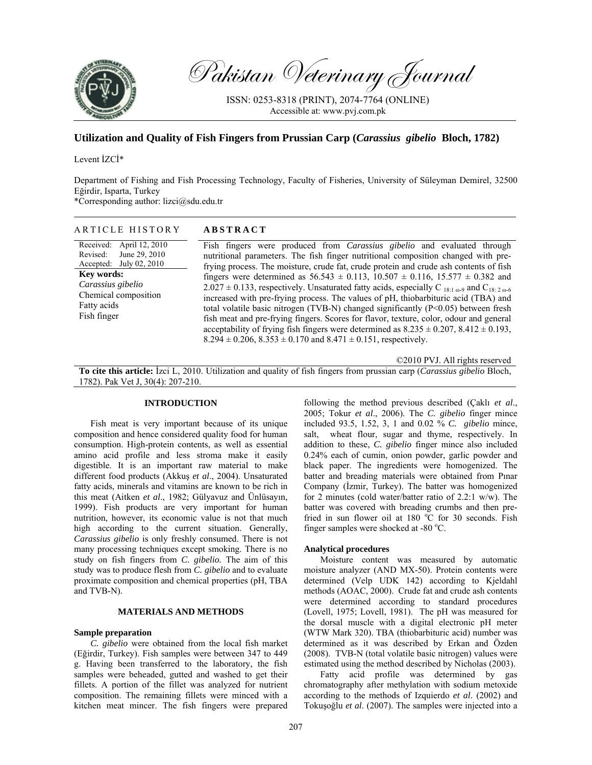# Utilization and Quality of Fish Fingers from Prussian Carp (*Carassius gibelio* Bloch, 1782)

Levent İZCİ*

Department of Fishing and Fish Processing Technology, Faculty of Fisheries, University of Süleyman Demirel, 32500 Eğirdir, Isparta, Turkey

*Corresponding author: lizci@sdu.edu.tr

## ARTICLE HISTORY

Received: April 12, 2010
Revised: June 29, 2010
Accepted: July 02, 2010

**Key words:**
*Carassius gibelio*
Chemical composition
Fatty acids
Fish finger

## ABSTRACT

Fish fingers were produced from *Carassius gibelio* and evaluated through nutritional parameters. The fish finger nutritional composition changed with pre-frying process. The moisture, crude fat, crude protein and crude ash contents of fish fingers were determined as 56.543 ± 0.113, 10.507 ± 0.116, 15.577 ± 0.382 and 2.027 ± 0.133, respectively. Unsaturated fatty acids, especially $C_{18:1\ \omega\text{-}9}$ and $C_{18:2\ \omega\text{-}6}$ increased with pre-frying process. The values of pH, thiobarbituric acid (TBA) and total volatile basic nitrogen (TVB-N) changed significantly ($P<0.05$) between fresh fish meat and pre-frying fingers. Scores for flavor, texture, color, odour and general acceptability of frying fish fingers were determined as 8.235 ± 0.207, 8.412 ± 0.193, 8.294 ± 0.206, 8.353 ± 0.170 and 8.471 ± 0.151, respectively.

©2010 PVJ. All rights reserved

**To cite this article:** İzci L, 2010. Utilization and quality of fish fingers from prussian carp (*Carassius gibelio* Bloch, 1782). Pak Vet J, 30(4): 207-210.

## INTRODUCTION

Fish meat is very important because of its unique composition and hence considered quality food for human consumption. High-protein contents, as well as essential amino acid profile and less stroma make it easily digestible. It is an important raw material to make different food products (Akkuş *et al*., 2004). Unsaturated fatty acids, minerals and vitamins are known to be rich in this meat (Aitken *et al*., 1982; Gülyavuz and Ünlüsayın, 1999). Fish products are very important for human nutrition, however, its economic value is not that much high according to the current situation. Generally, *Carassius gibelio* is only freshly consumed. There is not many processing techniques except smoking. There is no study on fish fingers from *C. gibelio.* The aim of this study was to produce flesh from *C. gibelio* and to evaluate proximate composition and chemical properties (pH, TBA and TVB-N).

## MATERIALS AND METHODS

### Sample preparation

*C. gibelio* were obtained from the local fish market (Eğirdir, Turkey). Fish samples were between 347 to 449 g. Having been transferred to the laboratory, the fish samples were beheaded, gutted and washed to get their fillets. A portion of the fillet was analyzed for nutrient composition. The remaining fillets were minced with a kitchen meat mincer. The fish fingers were prepared following the method previous described (Çaklı *et al*., 2005; Tokur *et al*., 2006). The *C. gibelio* finger mince included 93.5, 1.52, 3, 1 and 0.02 % *C. gibelio* mince, salt, wheat flour, sugar and thyme, respectively. In addition to these, *C. gibelio* finger mince also included 0.24% each of cumin, onion powder, garlic powder and black paper. The ingredients were homogenized. The batter and breading materials were obtained from Pınar Company (İzmir, Turkey). The batter was homogenized for 2 minutes (cold water/batter ratio of 2.2:1 w/w). The batter was covered with breading crumbs and then pre-fried in sun flower oil at 180 °C for 30 seconds. Fish finger samples were shocked at -80 °C.

### Analytical procedures

Moisture content was measured by automatic moisture analyzer (AND MX-50). Protein contents were determined (Velp UDK 142) according to Kjeldahl methods (AOAC, 2000). Crude fat and crude ash contents were determined according to standard procedures (Lovell, 1975; Lovell, 1981). The pH was measured for the dorsal muscle with a digital electronic pH meter (WTW Mark 320). TBA (thiobarbituric acid) number was determined as it was described by Erkan and Özden (2008). TVB-N (total volatile basic nitrogen) values were estimated using the method described by Nicholas (2003).

Fatty acid profile was determined by gas chromatography after methylation with sodium metoxide according to the methods of Izquierdo *et al*. (2002) and Tokuşoğlu *et al*. (2007). The samples were injected into a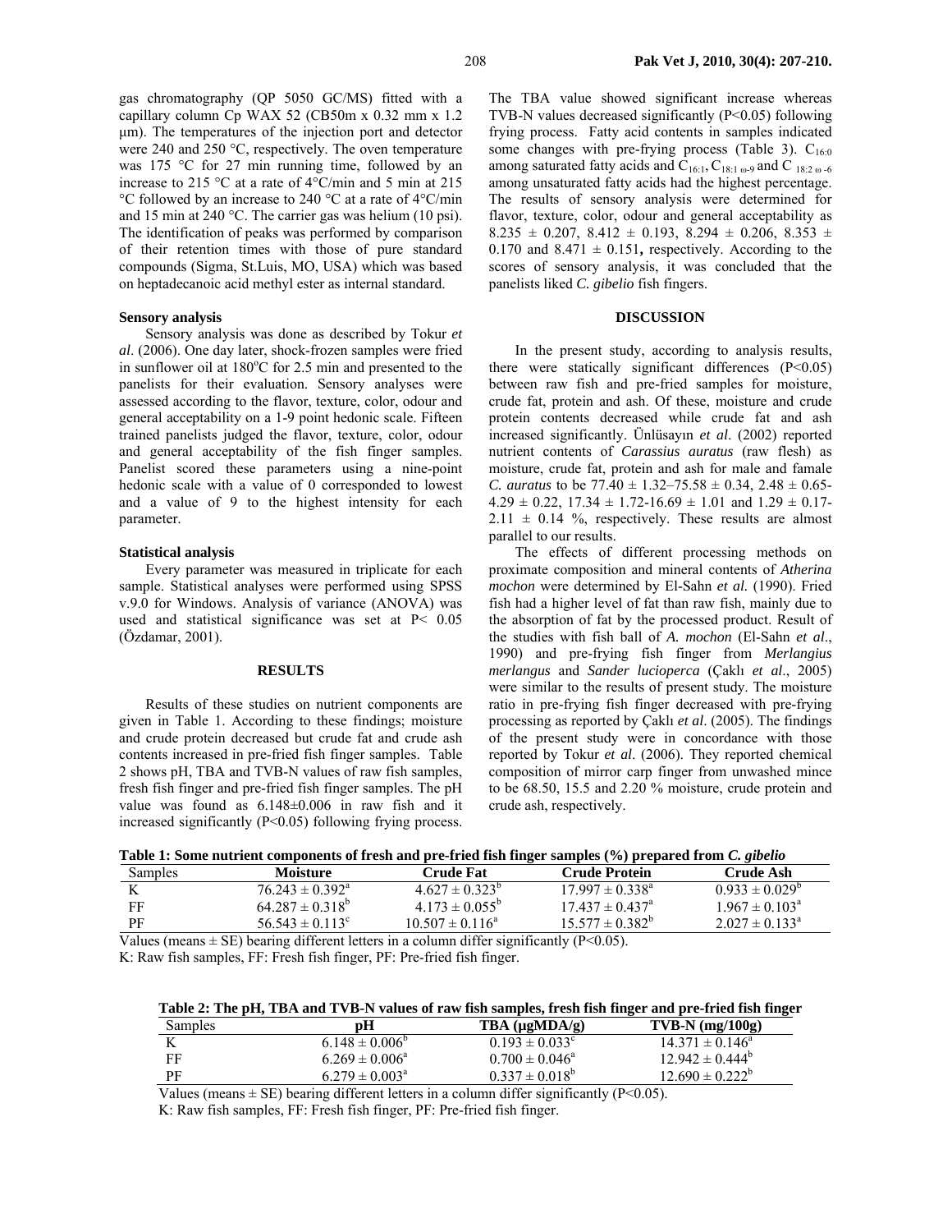gas chromatography (QP 5050 GC/MS) fitted with a capillary column Cp WAX 52 (CB50m x 0.32 mm x 1.2 µm). The temperatures of the injection port and detector were 240 and 250 °C, respectively. The oven temperature was 175 °C for 27 min running time, followed by an increase to 215 °C at a rate of 4°C/min and 5 min at 215 °C followed by an increase to 240 °C at a rate of 4°C/min and 15 min at 240 °C. The carrier gas was helium (10 psi). The identification of peaks was performed by comparison of their retention times with those of pure standard compounds (Sigma, St.Luis, MO, USA) which was based on heptadecanoic acid methyl ester as internal standard.

### Sensory analysis

Sensory analysis was done as described by Tokur *et al*. (2006). One day later, shock-frozen samples were fried in sunflower oil at 180°C for 2.5 min and presented to the panelists for their evaluation. Sensory analyses were assessed according to the flavor, texture, color, odour and general acceptability on a 1-9 point hedonic scale. Fifteen trained panelists judged the flavor, texture, color, odour and general acceptability of the fish finger samples. Panelist scored these parameters using a nine-point hedonic scale with a value of 0 corresponded to lowest and a value of 9 to the highest intensity for each parameter.

### Statistical analysis

Every parameter was measured in triplicate for each sample. Statistical analyses were performed using SPSS v.9.0 for Windows. Analysis of variance (ANOVA) was used and statistical significance was set at $P < 0.05$ (Özdamar, 2001).

## RESULTS

Results of these studies on nutrient components are given in Table 1. According to these findings; moisture and crude protein decreased but crude fat and crude ash contents increased in pre-fried fish finger samples. Table 2 shows pH, TBA and TVB-N values of raw fish samples, fresh fish finger and pre-fried fish finger samples. The pH value was found as 6.148±0.006 in raw fish and it increased significantly ($P<0.05$) following frying process. The TBA value showed significant increase whereas TVB-N values decreased significantly ($P<0.05$) following frying process. Fatty acid contents in samples indicated some changes with pre-frying process (Table 3). $C_{16:0}$ among saturated fatty acids and $C_{16:1}$, $C_{18:1\ \omega\text{-}9}$ and $C_{18:2\ \omega\text{-}6}$ among unsaturated fatty acids had the highest percentage. The results of sensory analysis were determined for flavor, texture, color, odour and general acceptability as 8.235 ± 0.207, 8.412 ± 0.193, 8.294 ± 0.206, 8.353 ± 0.170 and 8.471 ± 0.151**,** respectively. According to the scores of sensory analysis, it was concluded that the panelists liked *C. gibelio* fish fingers.

## DISCUSSION

In the present study, according to analysis results, there were statically significant differences ($P<0.05$) between raw fish and pre-fried samples for moisture, crude fat, protein and ash. Of these, moisture and crude protein contents decreased while crude fat and ash increased significantly. Ünlüsayın *et al*. (2002) reported nutrient contents of *Carassius auratus* (raw flesh) as moisture, crude fat, protein and ash for male and famale *C. auratus* to be 77.40 ± 1.32–75.58 ± 0.34, 2.48 ± 0.65-4.29 ± 0.22, 17.34 ± 1.72-16.69 ± 1.01 and 1.29 ± 0.17-2.11 ± 0.14 %, respectively. These results are almost parallel to our results.

The effects of different processing methods on proximate composition and mineral contents of *Atherina mochon* were determined by El-Sahn *et al.* (1990). Fried fish had a higher level of fat than raw fish, mainly due to the absorption of fat by the processed product. Result of the studies with fish ball of *A. mochon* (El-Sahn *et al*., 1990) and pre-frying fish finger from *Merlangius merlangus* and *Sander lucioperca* (Çaklı *et al*., 2005) were similar to the results of present study. The moisture ratio in pre-frying fish finger decreased with pre-frying processing as reported by Çaklı *et al*. (2005). The findings of the present study were in concordance with those reported by Tokur *et al*. (2006). They reported chemical composition of mirror carp finger from unwashed mince to be 68.50, 15.5 and 2.20 % moisture, crude protein and crude ash, respectively.

**Table 1: Some nutrient components of fresh and pre-fried fish finger samples (%) prepared from *C. gibelio***

| Samples | Moisture | Crude Fat | Crude Protein | Crude Ash |
|---|---|---|---|---|
| K | 76.243 ± 0.392[a] | 4.627 ± 0.323[b] | 17.997 ± 0.338[a] | 0.933 ± 0.029[b] |
| FF | 64.287 ± 0.318[b] | 4.173 ± 0.055[b] | 17.437 ± 0.437[a] | 1.967 ± 0.103[a] |
| PF | 56.543 ± 0.113[c] | 10.507 ± 0.116[a] | 15.577 ± 0.382[b] | 2.027 ± 0.133[a] |

Values (means ± SE) bearing different letters in a column differ significantly ($P<0.05$).
K: Raw fish samples, FF: Fresh fish finger, PF: Pre-fried fish finger.

**Table 2: The pH, TBA and TVB-N values of raw fish samples, fresh fish finger and pre-fried fish finger**

| Samples | pH | TBA (µgMDA/g) | TVB-N (mg/100g) |
|---|---|---|---|
| K | 6.148 ± 0.006[b] | 0.193 ± 0.033[c] | 14.371 ± 0.146[a] |
| FF | 6.269 ± 0.006[a] | 0.700 ± 0.046[a] | 12.942 ± 0.444[b] |
| PF | 6.279 ± 0.003[a] | 0.337 ± 0.018[b] | 12.690 ± 0.222[b] |

Values (means ± SE) bearing different letters in a column differ significantly ($P<0.05$).
K: Raw fish samples, FF: Fresh fish finger, PF: Pre-fried fish finger.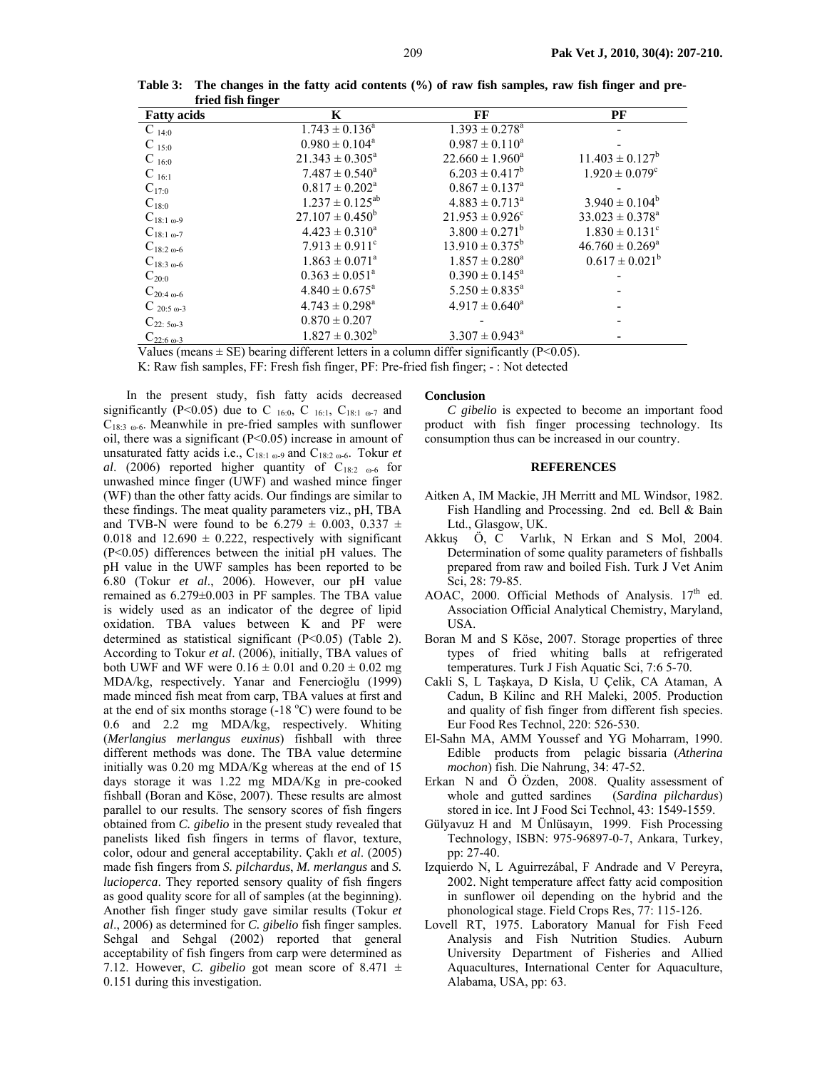**Table 3: The changes in the fatty acid contents (%) of raw fish samples, raw fish finger and pre-fried fish finger**

| Fatty acids | K | FF | PF |
|---|---|---|---|
| $C_{14:0}$ | $1.743 \pm 0.136^{a}$ | $1.393 \pm 0.278^{a}$ | - |
| $C_{15:0}$ | $0.980 \pm 0.104^{a}$ | $0.987 \pm 0.110^{a}$ | - |
| $C_{16:0}$ | $21.343 \pm 0.305^{a}$ | $22.660 \pm 1.960^{a}$ | $11.403 \pm 0.127^{b}$ |
| $C_{16:1}$ | $7.487 \pm 0.540^{a}$ | $6.203 \pm 0.417^{b}$ | $1.920 \pm 0.079^{c}$ |
| $C_{17:0}$ | $0.817 \pm 0.202^{a}$ | $0.867 \pm 0.137^{a}$ | - |
| $C_{18:0}$ | $1.237 \pm 0.125^{ab}$ | $4.883 \pm 0.713^{a}$ | $3.940 \pm 0.104^{b}$ |
| $C_{18:1\ \omega\text{-}9}$ | $27.107 \pm 0.450^{b}$ | $21.953 \pm 0.926^{c}$ | $33.023 \pm 0.378^{a}$ |
| $C_{18:1\ \omega\text{-}7}$ | $4.423 \pm 0.310^{a}$ | $3.800 \pm 0.271^{b}$ | $1.830 \pm 0.131^{c}$ |
| $C_{18:2\ \omega\text{-}6}$ | $7.913 \pm 0.911^{c}$ | $13.910 \pm 0.375^{b}$ | $46.760 \pm 0.269^{a}$ |
| $C_{18:3\ \omega\text{-}6}$ | $1.863 \pm 0.071^{a}$ | $1.857 \pm 0.280^{a}$ | $0.617 \pm 0.021^{b}$ |
| $C_{20:0}$ | $0.363 \pm 0.051^{a}$ | $0.390 \pm 0.145^{a}$ | - |
| $C_{20:4\ \omega\text{-}6}$ | $4.840 \pm 0.675^{a}$ | $5.250 \pm 0.835^{a}$ | - |
| $C_{20:5\ \omega\text{-}3}$ | $4.743 \pm 0.298^{a}$ | $4.917 \pm 0.640^{a}$ | - |
| $C_{22:5\omega\text{-}3}$ | $0.870 \pm 0.207$ | - | - |
| $C_{22:6\ \omega\text{-}3}$ | $1.827 \pm 0.302^{b}$ | $3.307 \pm 0.943^{a}$ | - |

Values (means ± SE) bearing different letters in a column differ significantly ($P<0.05$).

K: Raw fish samples, FF: Fresh fish finger, PF: Pre-fried fish finger; - : Not detected

In the present study, fish fatty acids decreased significantly ($P<0.05$) due to $C_{16:0}$, $C_{16:1}$, $C_{18:1\ \omega\text{-}7}$ and $C_{18:3\ \omega\text{-}6}$. Meanwhile in pre-fried samples with sunflower oil, there was a significant ($P<0.05$) increase in amount of unsaturated fatty acids i.e., $C_{18:1\ \omega\text{-}9}$ and $C_{18:2\ \omega\text{-}6}$. Tokur *et al*. (2006) reported higher quantity of $C_{18:2\ \omega\text{-}6}$ for unwashed mince finger (UWF) and washed mince finger (WF) than the other fatty acids. Our findings are similar to these findings. The meat quality parameters viz., pH, TBA and TVB-N were found to be $6.279 \pm 0.003$, $0.337 \pm 0.018$ and $12.690 \pm 0.222$, respectively with significant ($P<0.05$) differences between the initial pH values. The pH value in the UWF samples has been reported to be 6.80 (Tokur *et al*., 2006). However, our pH value remained as 6.279±0.003 in PF samples. The TBA value is widely used as an indicator of the degree of lipid oxidation. TBA values between K and PF were determined as statistical significant ($P<0.05$) (Table 2). According to Tokur *et al*. (2006), initially, TBA values of both UWF and WF were $0.16 \pm 0.01$ and $0.20 \pm 0.02$ mg MDA/kg, respectively. Yanar and Fenercioğlu (1999) made minced fish meat from carp, TBA values at first and at the end of six months storage (-18 °C) were found to be 0.6 and 2.2 mg MDA/kg, respectively. Whiting (*Merlangius merlangus euxinus*) fishball with three different methods was done. The TBA value determine initially was 0.20 mg MDA/Kg whereas at the end of 15 days storage it was 1.22 mg MDA/Kg in pre-cooked fishball (Boran and Köse, 2007). These results are almost parallel to our results. The sensory scores of fish fingers obtained from *C. gibelio* in the present study revealed that panelists liked fish fingers in terms of flavor, texture, color, odour and general acceptability. Çaklı *et al*. (2005) made fish fingers from *S. pilchardus*, *M. merlangus* and *S. lucioperca*. They reported sensory quality of fish fingers as good quality score for all of samples (at the beginning). Another fish finger study gave similar results (Tokur *et al*., 2006) as determined for *C. gibelio* fish finger samples. Sehgal and Sehgal (2002) reported that general acceptability of fish fingers from carp were determined as 7.12. However, *C. gibelio* got mean score of $8.471 \pm 0.151$ during this investigation.

## Conclusion

*C gibelio* is expected to become an important food product with fish finger processing technology. Its consumption thus can be increased in our country.

## REFERENCES

Aitken A, IM Mackie, JH Merritt and ML Windsor, 1982. Fish Handling and Processing. 2nd ed. Bell & Bain Ltd., Glasgow, UK.

Akkuş Ö, C Varlık, N Erkan and S Mol, 2004. Determination of some quality parameters of fishballs prepared from raw and boiled Fish. Turk J Vet Anim Sci, 28: 79-85.

AOAC, 2000. Official Methods of Analysis. 17th ed. Association Official Analytical Chemistry, Maryland, USA.

Boran M and S Köse, 2007. Storage properties of three types of fried whiting balls at refrigerated temperatures. Turk J Fish Aquatic Sci, 7:6 5-70.

Cakli S, L Taşkaya, D Kisla, U Çelik, CA Ataman, A Cadun, B Kilinc and RH Maleki, 2005. Production and quality of fish finger from different fish species. Eur Food Res Technol, 220: 526-530.

El-Sahn MA, AMM Youssef and YG Moharram, 1990. Edible products from pelagic bissaria (*Atherina mochon*) fish. Die Nahrung, 34: 47-52.

Erkan N and Ö Özden, 2008. Quality assessment of whole and gutted sardines (*Sardina pilchardus*) stored in ice. Int J Food Sci Technol, 43: 1549-1559.

Gülyavuz H and M Ünlüsayın, 1999. Fish Processing Technology, ISBN: 975-96897-0-7, Ankara, Turkey, pp: 27-40.

Izquierdo N, L Aguirrezábal, F Andrade and V Pereyra, 2002. Night temperature affect fatty acid composition in sunflower oil depending on the hybrid and the phonological stage. Field Crops Res, 77: 115-126.

Lovell RT, 1975. Laboratory Manual for Fish Feed Analysis and Fish Nutrition Studies. Auburn University Department of Fisheries and Allied Aquacultures, International Center for Aquaculture, Alabama, USA, pp: 63.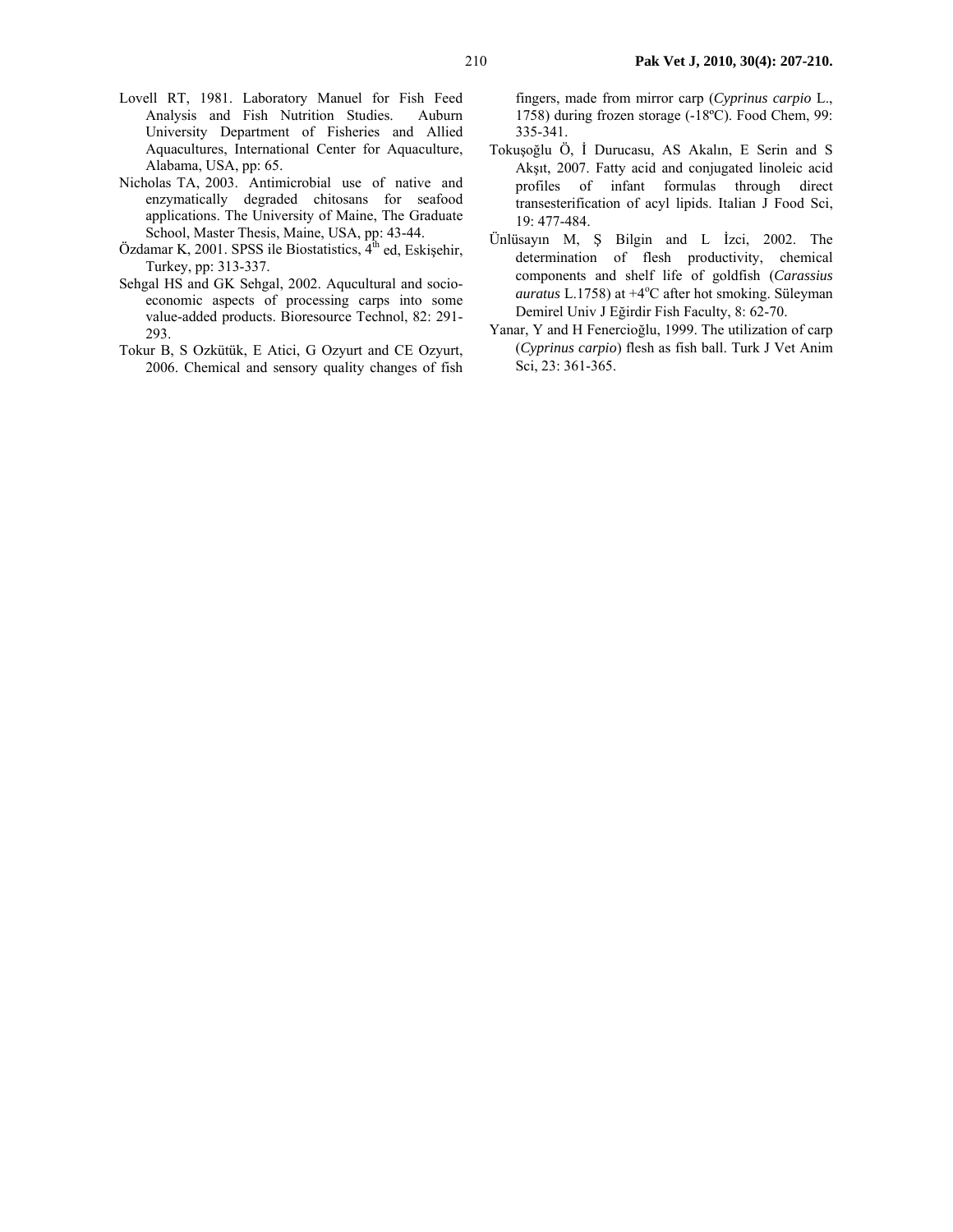Lovell RT, 1981. Laboratory Manuel for Fish Feed Analysis and Fish Nutrition Studies. Auburn University Department of Fisheries and Allied Aquacultures, International Center for Aquaculture, Alabama, USA, pp: 65.

Nicholas TA, 2003. Antimicrobial use of native and enzymatically degraded chitosans for seafood applications. The University of Maine, The Graduate School, Master Thesis, Maine, USA, pp: 43-44.

Özdamar K, 2001. SPSS ile Biostatistics, 4th ed, Eskişehir, Turkey, pp: 313-337.

Sehgal HS and GK Sehgal, 2002. Aqucultural and socio-economic aspects of processing carps into some value-added products. Bioresource Technol, 82: 291-293.

Tokur B, S Ozkütük, E Atici, G Ozyurt and CE Ozyurt, 2006. Chemical and sensory quality changes of fish fingers, made from mirror carp (*Cyprinus carpio* L., 1758) during frozen storage (-18ºC). Food Chem, 99: 335-341.

Tokuşoğlu Ö, İ Durucasu, AS Akalın, E Serin and S Akşıt, 2007. Fatty acid and conjugated linoleic acid profiles of infant formulas through direct transesterification of acyl lipids. Italian J Food Sci, 19: 477-484.

Ünlüsayın M, Ş Bilgin and L İzci, 2002. The determination of flesh productivity, chemical components and shelf life of goldfish (*Carassius auratus* L.1758) at +4ºC after hot smoking. Süleyman Demirel Univ J Eğirdir Fish Faculty, 8: 62-70.

Yanar, Y and H Fenercioğlu, 1999. The utilization of carp (*Cyprinus carpio*) flesh as fish ball. Turk J Vet Anim Sci, 23: 361-365.